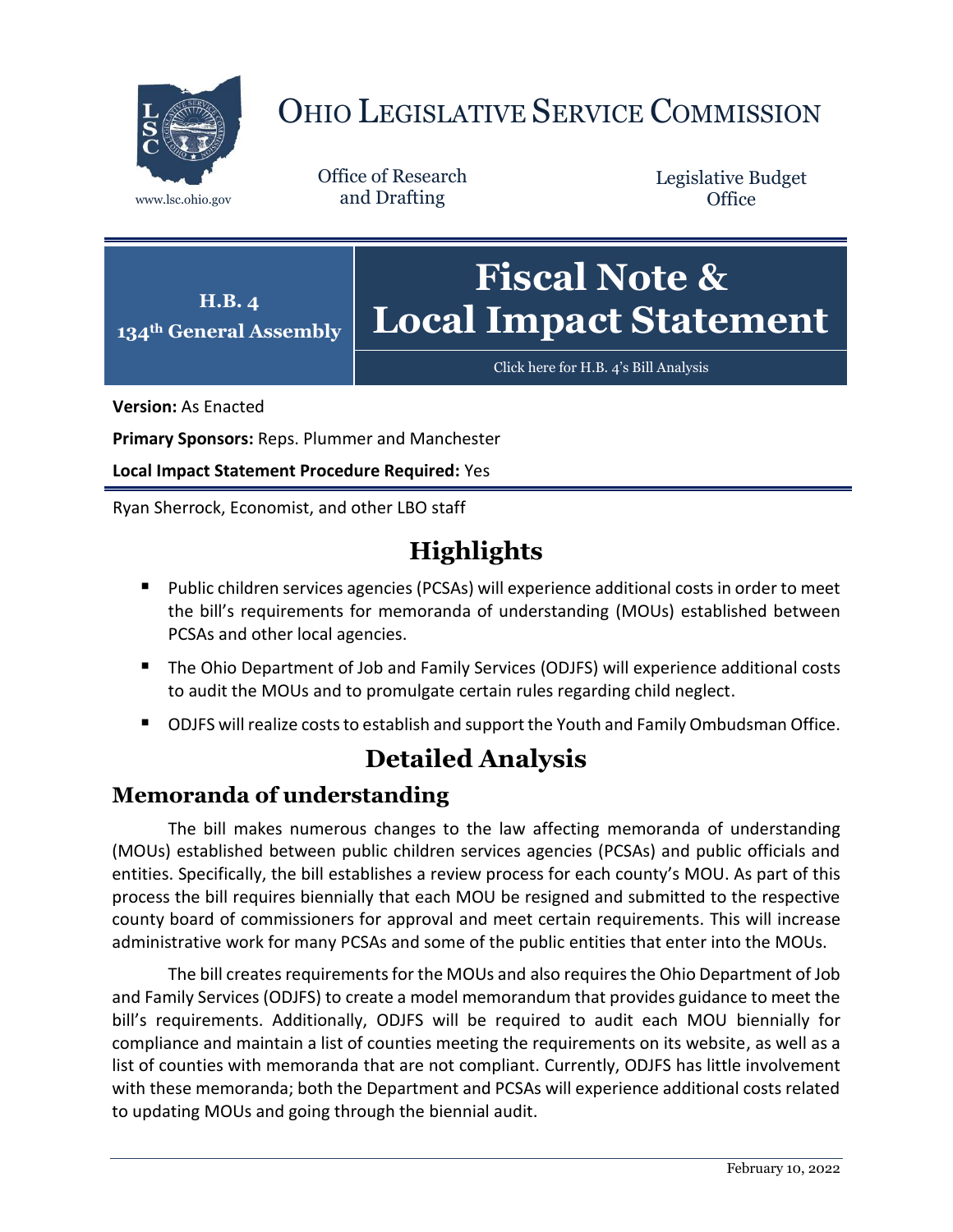# OHIO LEGISLATIVE SERVICE COMMISSION

www.lsc.ohio.gov

Office of Research and Drafting

Legislative Budget Office

**H.B. 4**
**134th General Assembly**

# Fiscal Note & Local Impact Statement

Click here for H.B. 4's Bill Analysis

**Version:** As Enacted

**Primary Sponsors:** Reps. Plummer and Manchester

**Local Impact Statement Procedure Required:** Yes

Ryan Sherrock, Economist, and other LBO staff

## Highlights

- Public children services agencies (PCSAs) will experience additional costs in order to meet the bill's requirements for memoranda of understanding (MOUs) established between PCSAs and other local agencies.
- The Ohio Department of Job and Family Services (ODJFS) will experience additional costs to audit the MOUs and to promulgate certain rules regarding child neglect.
- ODJFS will realize costs to establish and support the Youth and Family Ombudsman Office.

## Detailed Analysis

### Memoranda of understanding

The bill makes numerous changes to the law affecting memoranda of understanding (MOUs) established between public children services agencies (PCSAs) and public officials and entities. Specifically, the bill establishes a review process for each county's MOU. As part of this process the bill requires biennially that each MOU be resigned and submitted to the respective county board of commissioners for approval and meet certain requirements. This will increase administrative work for many PCSAs and some of the public entities that enter into the MOUs.

The bill creates requirements for the MOUs and also requires the Ohio Department of Job and Family Services (ODJFS) to create a model memorandum that provides guidance to meet the bill's requirements. Additionally, ODJFS will be required to audit each MOU biennially for compliance and maintain a list of counties meeting the requirements on its website, as well as a list of counties with memoranda that are not compliant. Currently, ODJFS has little involvement with these memoranda; both the Department and PCSAs will experience additional costs related to updating MOUs and going through the biennial audit.

February 10, 2022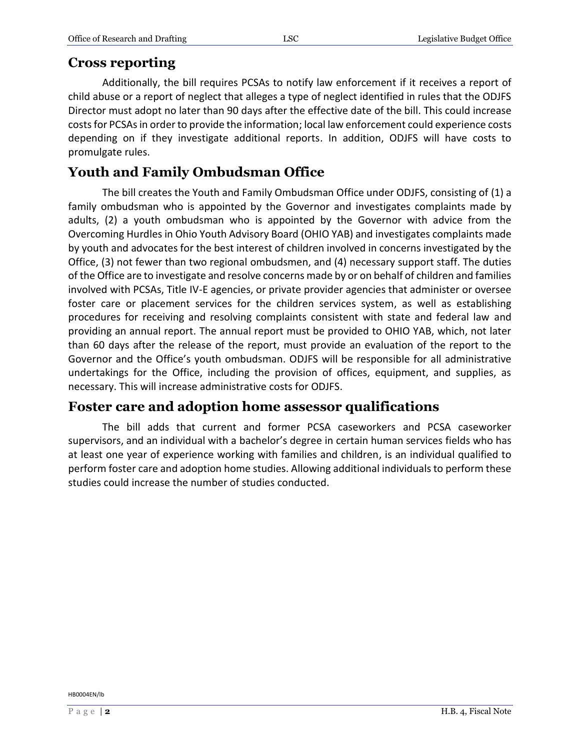## Cross reporting

Additionally, the bill requires PCSAs to notify law enforcement if it receives a report of child abuse or a report of neglect that alleges a type of neglect identified in rules that the ODJFS Director must adopt no later than 90 days after the effective date of the bill. This could increase costs for PCSAs in order to provide the information; local law enforcement could experience costs depending on if they investigate additional reports. In addition, ODJFS will have costs to promulgate rules.

## Youth and Family Ombudsman Office

The bill creates the Youth and Family Ombudsman Office under ODJFS, consisting of (1) a family ombudsman who is appointed by the Governor and investigates complaints made by adults, (2) a youth ombudsman who is appointed by the Governor with advice from the Overcoming Hurdles in Ohio Youth Advisory Board (OHIO YAB) and investigates complaints made by youth and advocates for the best interest of children involved in concerns investigated by the Office, (3) not fewer than two regional ombudsmen, and (4) necessary support staff. The duties of the Office are to investigate and resolve concerns made by or on behalf of children and families involved with PCSAs, Title IV-E agencies, or private provider agencies that administer or oversee foster care or placement services for the children services system, as well as establishing procedures for receiving and resolving complaints consistent with state and federal law and providing an annual report. The annual report must be provided to OHIO YAB, which, not later than 60 days after the release of the report, must provide an evaluation of the report to the Governor and the Office's youth ombudsman. ODJFS will be responsible for all administrative undertakings for the Office, including the provision of offices, equipment, and supplies, as necessary. This will increase administrative costs for ODJFS.

## Foster care and adoption home assessor qualifications

The bill adds that current and former PCSA caseworkers and PCSA caseworker supervisors, and an individual with a bachelor's degree in certain human services fields who has at least one year of experience working with families and children, is an individual qualified to perform foster care and adoption home studies. Allowing additional individuals to perform these studies could increase the number of studies conducted.

HB0004EN/lb